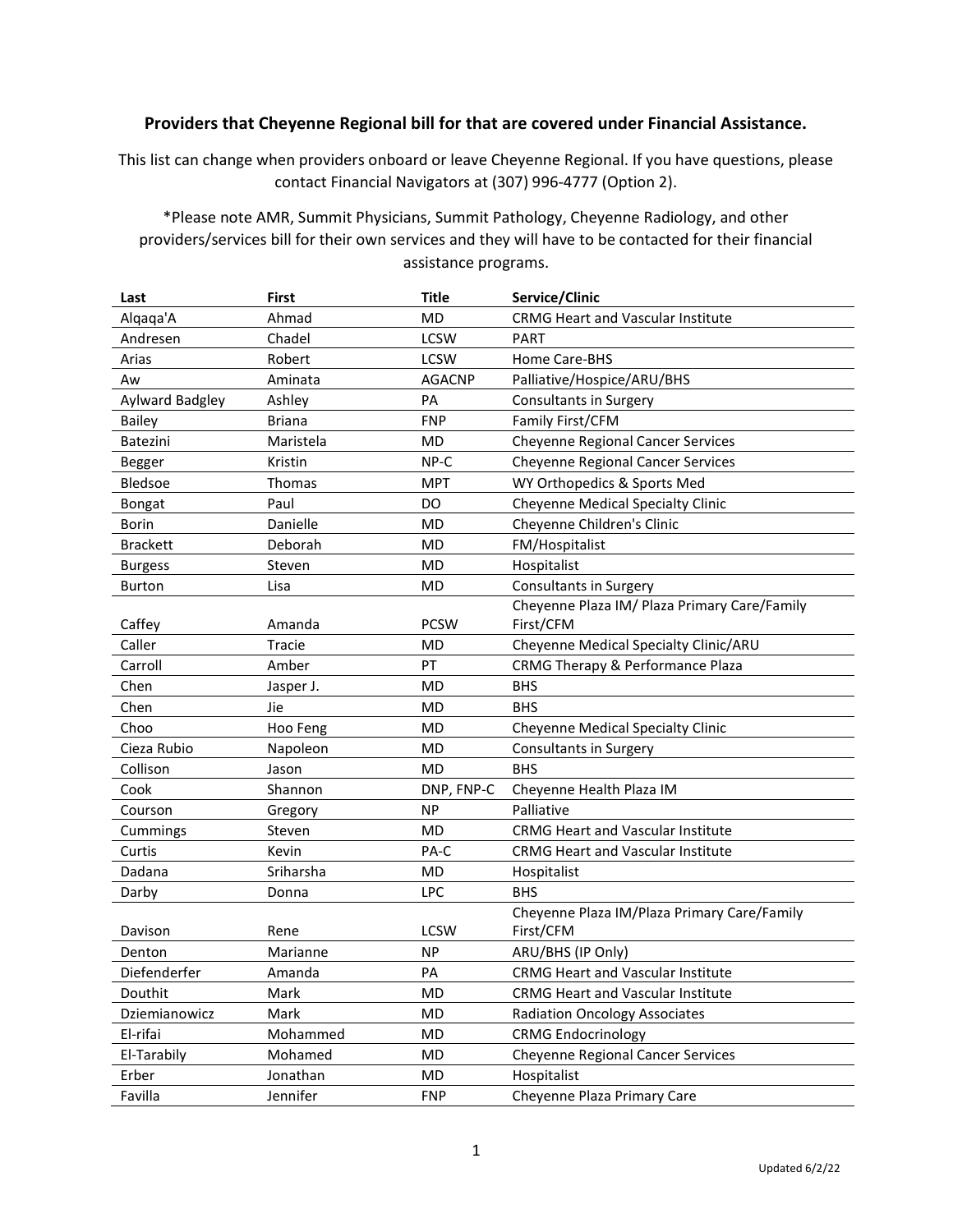**Providers that Cheyenne Regional bill for that are covered under Financial Assistance.**

This list can change when providers onboard or leave Cheyenne Regional. If you have questions, please contact Financial Navigators at (307) 996-4777 (Option 2).

*Please note AMR, Summit Physicians, Summit Pathology, Cheyenne Radiology, and other providers/services bill for their own services and they will have to be contacted for their financial assistance programs.

| Last | First | Title | Service/Clinic |
|---|---|---|---|
| Alqaqa'A | Ahmad | MD | CRMG Heart and Vascular Institute |
| Andresen | Chadel | LCSW | PART |
| Arias | Robert | LCSW | Home Care-BHS |
| Aw | Aminata | AGACNP | Palliative/Hospice/ARU/BHS |
| Aylward Badgley | Ashley | PA | Consultants in Surgery |
| Bailey | Briana | FNP | Family First/CFM |
| Batezini | Maristela | MD | Cheyenne Regional Cancer Services |
| Begger | Kristin | NP-C | Cheyenne Regional Cancer Services |
| Bledsoe | Thomas | MPT | WY Orthopedics & Sports Med |
| Bongat | Paul | DO | Cheyenne Medical Specialty Clinic |
| Borin | Danielle | MD | Cheyenne Children's Clinic |
| Brackett | Deborah | MD | FM/Hospitalist |
| Burgess | Steven | MD | Hospitalist |
| Burton | Lisa | MD | Consultants in Surgery |
| Caffey | Amanda | PCSW | Cheyenne Plaza IM/ Plaza Primary Care/Family First/CFM |
| Caller | Tracie | MD | Cheyenne Medical Specialty Clinic/ARU |
| Carroll | Amber | PT | CRMG Therapy & Performance Plaza |
| Chen | Jasper J. | MD | BHS |
| Chen | Jie | MD | BHS |
| Choo | Hoo Feng | MD | Cheyenne Medical Specialty Clinic |
| Cieza Rubio | Napoleon | MD | Consultants in Surgery |
| Collison | Jason | MD | BHS |
| Cook | Shannon | DNP, FNP-C | Cheyenne Health Plaza IM |
| Courson | Gregory | NP | Palliative |
| Cummings | Steven | MD | CRMG Heart and Vascular Institute |
| Curtis | Kevin | PA-C | CRMG Heart and Vascular Institute |
| Dadana | Sriharsha | MD | Hospitalist |
| Darby | Donna | LPC | BHS |
| Davison | Rene | LCSW | Cheyenne Plaza IM/Plaza Primary Care/Family First/CFM |
| Denton | Marianne | NP | ARU/BHS (IP Only) |
| Diefenderfer | Amanda | PA | CRMG Heart and Vascular Institute |
| Douthit | Mark | MD | CRMG Heart and Vascular Institute |
| Dziemianowicz | Mark | MD | Radiation Oncology Associates |
| El-rifai | Mohammed | MD | CRMG Endocrinology |
| El-Tarabily | Mohamed | MD | Cheyenne Regional Cancer Services |
| Erber | Jonathan | MD | Hospitalist |
| Favilla | Jennifer | FNP | Cheyenne Plaza Primary Care |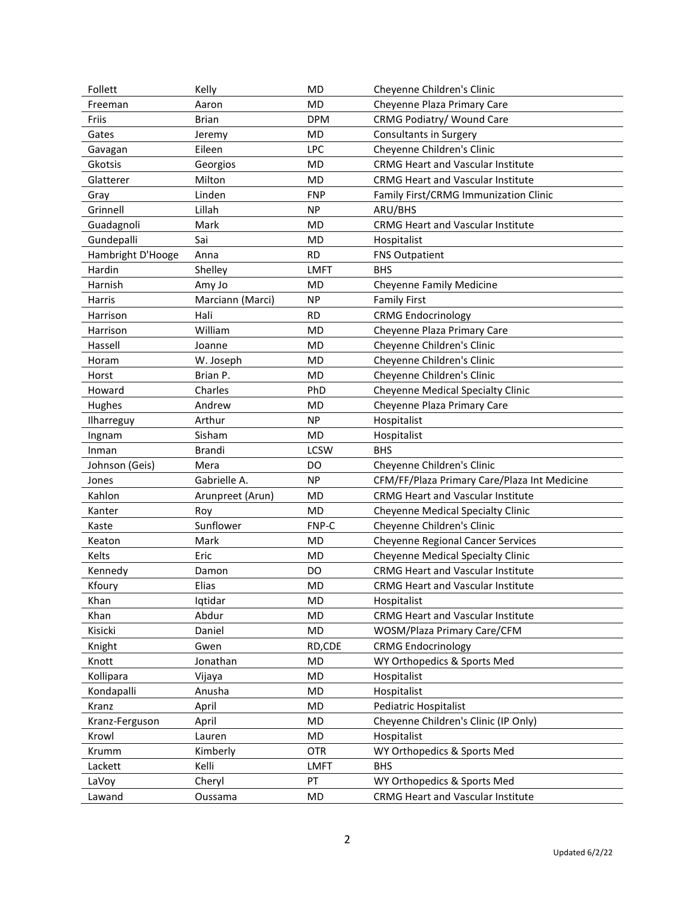| Follett | Kelly | MD | Cheyenne Children's Clinic |
|---|---|---|---|
| Freeman | Aaron | MD | Cheyenne Plaza Primary Care |
| Friis | Brian | DPM | CRMG Podiatry/ Wound Care |
| Gates | Jeremy | MD | Consultants in Surgery |
| Gavagan | Eileen | LPC | Cheyenne Children's Clinic |
| Gkotsis | Georgios | MD | CRMG Heart and Vascular Institute |
| Glatterer | Milton | MD | CRMG Heart and Vascular Institute |
| Gray | Linden | FNP | Family First/CRMG Immunization Clinic |
| Grinnell | Lillah | NP | ARU/BHS |
| Guadagnoli | Mark | MD | CRMG Heart and Vascular Institute |
| Gundepalli | Sai | MD | Hospitalist |
| Hambright D'Hooge | Anna | RD | FNS Outpatient |
| Hardin | Shelley | LMFT | BHS |
| Harnish | Amy Jo | MD | Cheyenne Family Medicine |
| Harris | Marciann (Marci) | NP | Family First |
| Harrison | Hali | RD | CRMG Endocrinology |
| Harrison | William | MD | Cheyenne Plaza Primary Care |
| Hassell | Joanne | MD | Cheyenne Children's Clinic |
| Horam | W. Joseph | MD | Cheyenne Children's Clinic |
| Horst | Brian P. | MD | Cheyenne Children's Clinic |
| Howard | Charles | PhD | Cheyenne Medical Specialty Clinic |
| Hughes | Andrew | MD | Cheyenne Plaza Primary Care |
| Ilharreguy | Arthur | NP | Hospitalist |
| Ingnam | Sisham | MD | Hospitalist |
| Inman | Brandi | LCSW | BHS |
| Johnson (Geis) | Mera | DO | Cheyenne Children's Clinic |
| Jones | Gabrielle A. | NP | CFM/FF/Plaza Primary Care/Plaza Int Medicine |
| Kahlon | Arunpreet (Arun) | MD | CRMG Heart and Vascular Institute |
| Kanter | Roy | MD | Cheyenne Medical Specialty Clinic |
| Kaste | Sunflower | FNP-C | Cheyenne Children's Clinic |
| Keaton | Mark | MD | Cheyenne Regional Cancer Services |
| Kelts | Eric | MD | Cheyenne Medical Specialty Clinic |
| Kennedy | Damon | DO | CRMG Heart and Vascular Institute |
| Kfoury | Elias | MD | CRMG Heart and Vascular Institute |
| Khan | Iqtidar | MD | Hospitalist |
| Khan | Abdur | MD | CRMG Heart and Vascular Institute |
| Kisicki | Daniel | MD | WOSM/Plaza Primary Care/CFM |
| Knight | Gwen | RD,CDE | CRMG Endocrinology |
| Knott | Jonathan | MD | WY Orthopedics & Sports Med |
| Kollipara | Vijaya | MD | Hospitalist |
| Kondapalli | Anusha | MD | Hospitalist |
| Kranz | April | MD | Pediatric Hospitalist |
| Kranz-Ferguson | April | MD | Cheyenne Children's Clinic (IP Only) |
| Krowl | Lauren | MD | Hospitalist |
| Krumm | Kimberly | OTR | WY Orthopedics & Sports Med |
| Lackett | Kelli | LMFT | BHS |
| LaVoy | Cheryl | PT | WY Orthopedics & Sports Med |
| Lawand | Oussama | MD | CRMG Heart and Vascular Institute |

Updated 6/2/22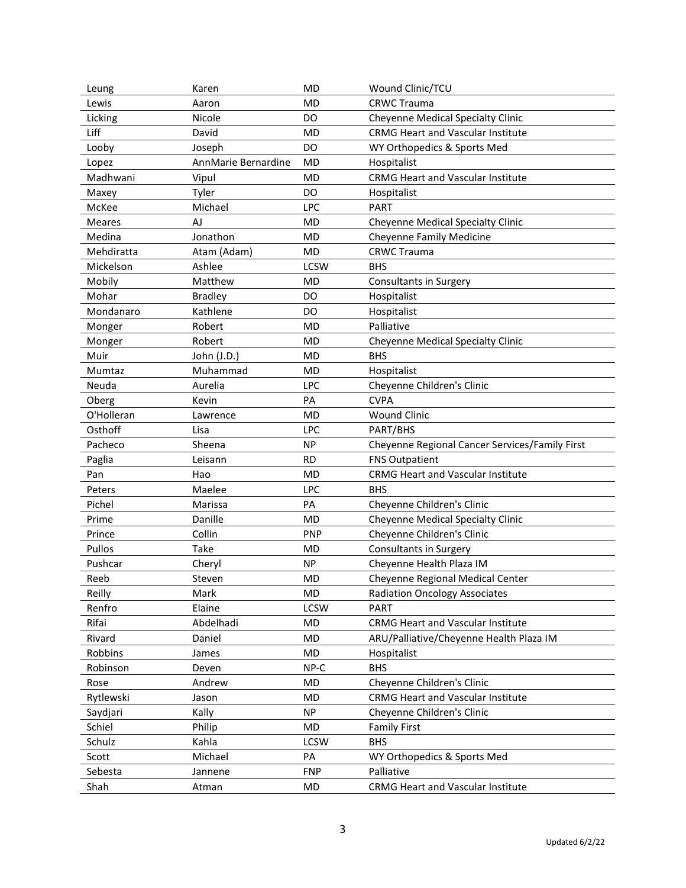| Leung | Karen | MD | Wound Clinic/TCU |
|---|---|---|---|
| Lewis | Aaron | MD | CRWC Trauma |
| Licking | Nicole | DO | Cheyenne Medical Specialty Clinic |
| Liff | David | MD | CRMG Heart and Vascular Institute |
| Looby | Joseph | DO | WY Orthopedics & Sports Med |
| Lopez | AnnMarie Bernardine | MD | Hospitalist |
| Madhwani | Vipul | MD | CRMG Heart and Vascular Institute |
| Maxey | Tyler | DO | Hospitalist |
| McKee | Michael | LPC | PART |
| Meares | AJ | MD | Cheyenne Medical Specialty Clinic |
| Medina | Jonathon | MD | Cheyenne Family Medicine |
| Mehdiratta | Atam (Adam) | MD | CRWC Trauma |
| Mickelson | Ashlee | LCSW | BHS |
| Mobily | Matthew | MD | Consultants in Surgery |
| Mohar | Bradley | DO | Hospitalist |
| Mondanaro | Kathlene | DO | Hospitalist |
| Monger | Robert | MD | Palliative |
| Monger | Robert | MD | Cheyenne Medical Specialty Clinic |
| Muir | John (J.D.) | MD | BHS |
| Mumtaz | Muhammad | MD | Hospitalist |
| Neuda | Aurelia | LPC | Cheyenne Children's Clinic |
| Oberg | Kevin | PA | CVPA |
| O'Holleran | Lawrence | MD | Wound Clinic |
| Osthoff | Lisa | LPC | PART/BHS |
| Pacheco | Sheena | NP | Cheyenne Regional Cancer Services/Family First |
| Paglia | Leisann | RD | FNS Outpatient |
| Pan | Hao | MD | CRMG Heart and Vascular Institute |
| Peters | Maelee | LPC | BHS |
| Pichel | Marissa | PA | Cheyenne Children's Clinic |
| Prime | Danille | MD | Cheyenne Medical Specialty Clinic |
| Prince | Collin | PNP | Cheyenne Children's Clinic |
| Pullos | Take | MD | Consultants in Surgery |
| Pushcar | Cheryl | NP | Cheyenne Health Plaza IM |
| Reeb | Steven | MD | Cheyenne Regional Medical Center |
| Reilly | Mark | MD | Radiation Oncology Associates |
| Renfro | Elaine | LCSW | PART |
| Rifai | Abdelhadi | MD | CRMG Heart and Vascular Institute |
| Rivard | Daniel | MD | ARU/Palliative/Cheyenne Health Plaza IM |
| Robbins | James | MD | Hospitalist |
| Robinson | Deven | NP-C | BHS |
| Rose | Andrew | MD | Cheyenne Children's Clinic |
| Rytlewski | Jason | MD | CRMG Heart and Vascular Institute |
| Saydjari | Kally | NP | Cheyenne Children's Clinic |
| Schiel | Philip | MD | Family First |
| Schulz | Kahla | LCSW | BHS |
| Scott | Michael | PA | WY Orthopedics & Sports Med |
| Sebesta | Jannene | FNP | Palliative |
| Shah | Atman | MD | CRMG Heart and Vascular Institute |

Updated 6/2/22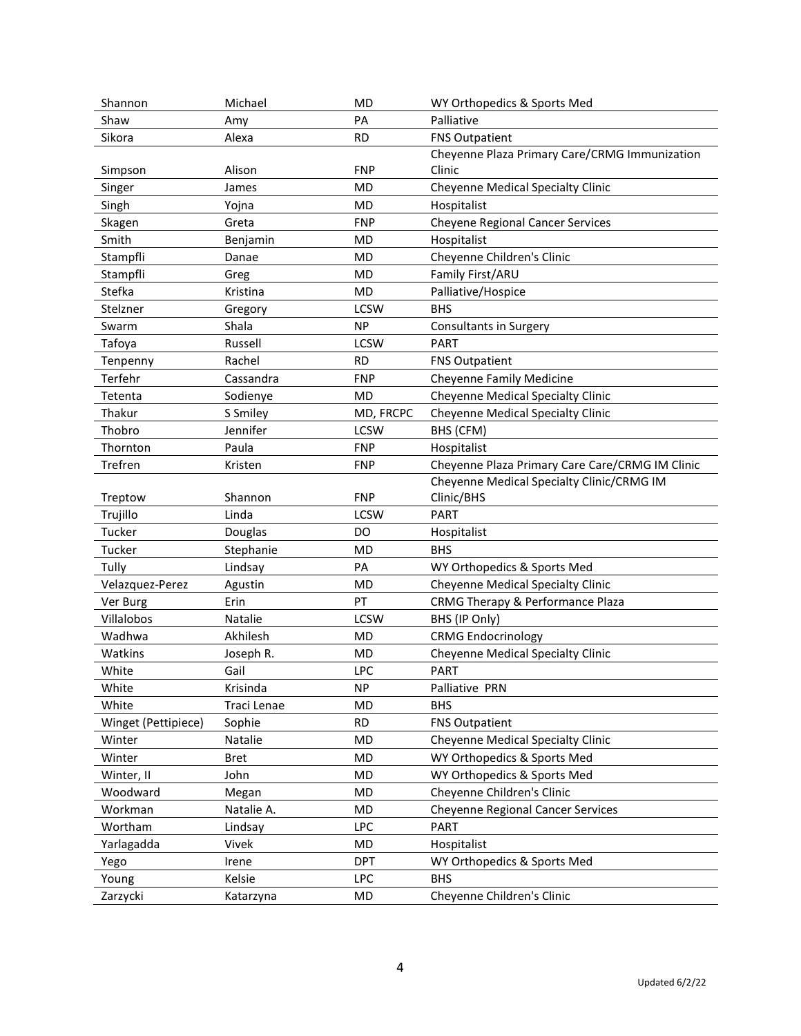| | | | |
|---|---|---|---|
| Shannon | Michael | MD | WY Orthopedics & Sports Med |
| Shaw | Amy | PA | Palliative |
| Sikora | Alexa | RD | FNS Outpatient |
| Simpson | Alison | FNP | Cheyenne Plaza Primary Care/CRMG Immunization Clinic |
| Singer | James | MD | Cheyenne Medical Specialty Clinic |
| Singh | Yojna | MD | Hospitalist |
| Skagen | Greta | FNP | Cheyene Regional Cancer Services |
| Smith | Benjamin | MD | Hospitalist |
| Stampfli | Danae | MD | Cheyenne Children's Clinic |
| Stampfli | Greg | MD | Family First/ARU |
| Stefka | Kristina | MD | Palliative/Hospice |
| Stelzner | Gregory | LCSW | BHS |
| Swarm | Shala | NP | Consultants in Surgery |
| Tafoya | Russell | LCSW | PART |
| Tenpenny | Rachel | RD | FNS Outpatient |
| Terfehr | Cassandra | FNP | Cheyenne Family Medicine |
| Tetenta | Sodienye | MD | Cheyenne Medical Specialty Clinic |
| Thakur | S Smiley | MD, FRCPC | Cheyenne Medical Specialty Clinic |
| Thobro | Jennifer | LCSW | BHS (CFM) |
| Thornton | Paula | FNP | Hospitalist |
| Trefren | Kristen | FNP | Cheyenne Plaza Primary Care Care/CRMG IM Clinic |
| Treptow | Shannon | FNP | Cheyenne Medical Specialty Clinic/CRMG IM Clinic/BHS |
| Trujillo | Linda | LCSW | PART |
| Tucker | Douglas | DO | Hospitalist |
| Tucker | Stephanie | MD | BHS |
| Tully | Lindsay | PA | WY Orthopedics & Sports Med |
| Velazquez-Perez | Agustin | MD | Cheyenne Medical Specialty Clinic |
| Ver Burg | Erin | PT | CRMG Therapy & Performance Plaza |
| Villalobos | Natalie | LCSW | BHS (IP Only) |
| Wadhwa | Akhilesh | MD | CRMG Endocrinology |
| Watkins | Joseph R. | MD | Cheyenne Medical Specialty Clinic |
| White | Gail | LPC | PART |
| White | Krisinda | NP | Palliative PRN |
| White | Traci Lenae | MD | BHS |
| Winget (Pettipiece) | Sophie | RD | FNS Outpatient |
| Winter | Natalie | MD | Cheyenne Medical Specialty Clinic |
| Winter | Bret | MD | WY Orthopedics & Sports Med |
| Winter, II | John | MD | WY Orthopedics & Sports Med |
| Woodward | Megan | MD | Cheyenne Children's Clinic |
| Workman | Natalie A. | MD | Cheyenne Regional Cancer Services |
| Wortham | Lindsay | LPC | PART |
| Yarlagadda | Vivek | MD | Hospitalist |
| Yego | Irene | DPT | WY Orthopedics & Sports Med |
| Young | Kelsie | LPC | BHS |
| Zarzycki | Katarzyna | MD | Cheyenne Children's Clinic |

Updated 6/2/22